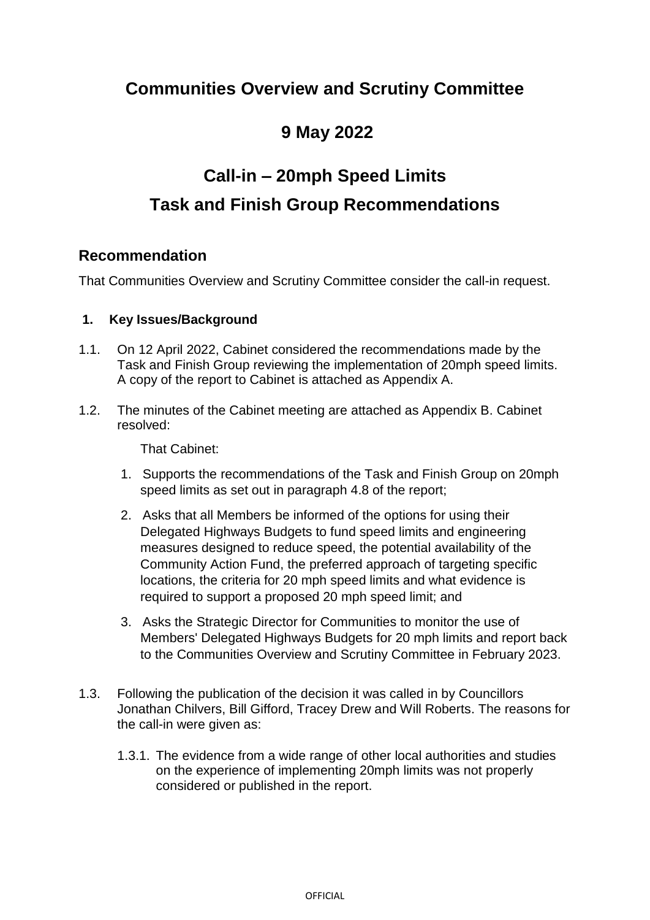# Communities Overview and Scrutiny Committee

# 9 May 2022

# Call-in – 20mph Speed Limits

# Task and Finish Group Recommendations

## Recommendation

That Communities Overview and Scrutiny Committee consider the call-in request.

### 1. Key Issues/Background

1.1. On 12 April 2022, Cabinet considered the recommendations made by the Task and Finish Group reviewing the implementation of 20mph speed limits. A copy of the report to Cabinet is attached as Appendix A.

1.2. The minutes of the Cabinet meeting are attached as Appendix B. Cabinet resolved:

That Cabinet:

1. Supports the recommendations of the Task and Finish Group on 20mph speed limits as set out in paragraph 4.8 of the report;
2. Asks that all Members be informed of the options for using their Delegated Highways Budgets to fund speed limits and engineering measures designed to reduce speed, the potential availability of the Community Action Fund, the preferred approach of targeting specific locations, the criteria for 20 mph speed limits and what evidence is required to support a proposed 20 mph speed limit; and
3. Asks the Strategic Director for Communities to monitor the use of Members' Delegated Highways Budgets for 20 mph limits and report back to the Communities Overview and Scrutiny Committee in February 2023.

1.3. Following the publication of the decision it was called in by Councillors Jonathan Chilvers, Bill Gifford, Tracey Drew and Will Roberts. The reasons for the call-in were given as:

1.3.1. The evidence from a wide range of other local authorities and studies on the experience of implementing 20mph limits was not properly considered or published in the report.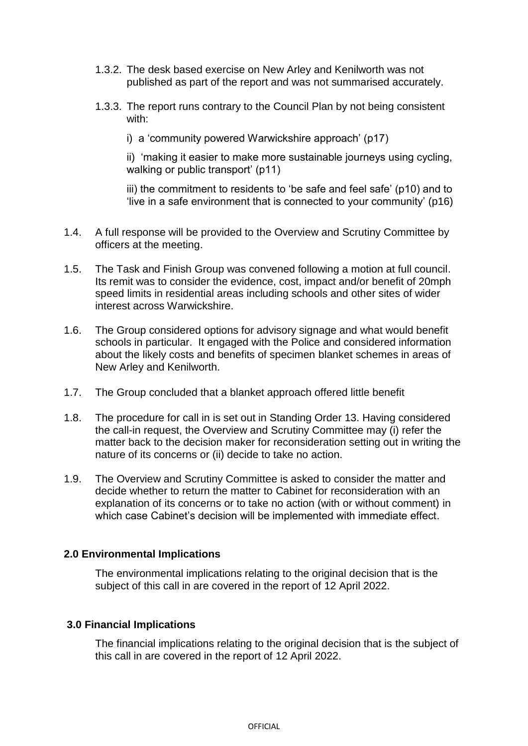1.3.2. The desk based exercise on New Arley and Kenilworth was not published as part of the report and was not summarised accurately.

1.3.3. The report runs contrary to the Council Plan by not being consistent with:

i) a 'community powered Warwickshire approach' (p17)

ii) 'making it easier to make more sustainable journeys using cycling, walking or public transport' (p11)

iii) the commitment to residents to 'be safe and feel safe' (p10) and to 'live in a safe environment that is connected to your community' (p16)

1.4. A full response will be provided to the Overview and Scrutiny Committee by officers at the meeting.

1.5. The Task and Finish Group was convened following a motion at full council. Its remit was to consider the evidence, cost, impact and/or benefit of 20mph speed limits in residential areas including schools and other sites of wider interest across Warwickshire.

1.6. The Group considered options for advisory signage and what would benefit schools in particular. It engaged with the Police and considered information about the likely costs and benefits of specimen blanket schemes in areas of New Arley and Kenilworth.

1.7. The Group concluded that a blanket approach offered little benefit

1.8. The procedure for call in is set out in Standing Order 13. Having considered the call-in request, the Overview and Scrutiny Committee may (i) refer the matter back to the decision maker for reconsideration setting out in writing the nature of its concerns or (ii) decide to take no action.

1.9. The Overview and Scrutiny Committee is asked to consider the matter and decide whether to return the matter to Cabinet for reconsideration with an explanation of its concerns or to take no action (with or without comment) in which case Cabinet's decision will be implemented with immediate effect.

## 2.0 Environmental Implications

The environmental implications relating to the original decision that is the subject of this call in are covered in the report of 12 April 2022.

## 3.0 Financial Implications

The financial implications relating to the original decision that is the subject of this call in are covered in the report of 12 April 2022.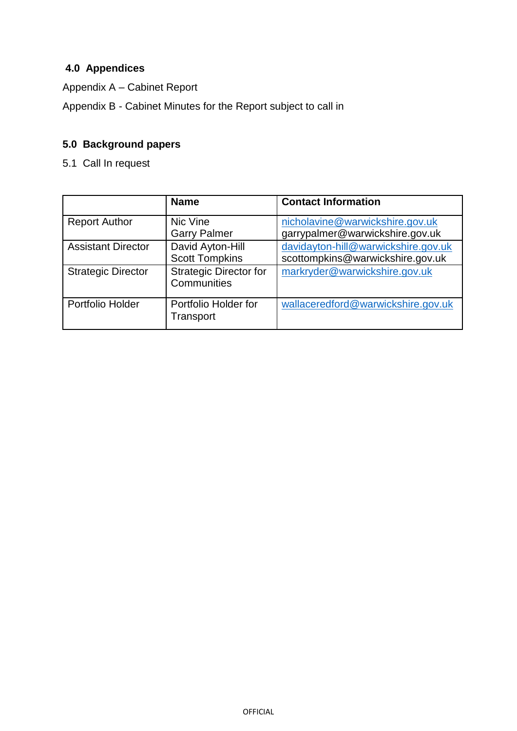## 4.0 Appendices

Appendix A – Cabinet Report

Appendix B - Cabinet Minutes for the Report subject to call in

## 5.0 Background papers

5.1 Call In request

| | Name | Contact Information |
|---|---|---|
| Report Author | Nic Vine<br>Garry Palmer | nicholavine@warwickshire.gov.uk<br>garrypalmer@warwickshire.gov.uk |
| Assistant Director | David Ayton-Hill<br>Scott Tompkins | davidayton-hill@warwickshire.gov.uk<br>scottompkins@warwickshire.gov.uk |
| Strategic Director | Strategic Director for Communities | markryder@warwickshire.gov.uk |
| Portfolio Holder | Portfolio Holder for Transport | wallaceredford@warwickshire.gov.uk |

OFFICIAL